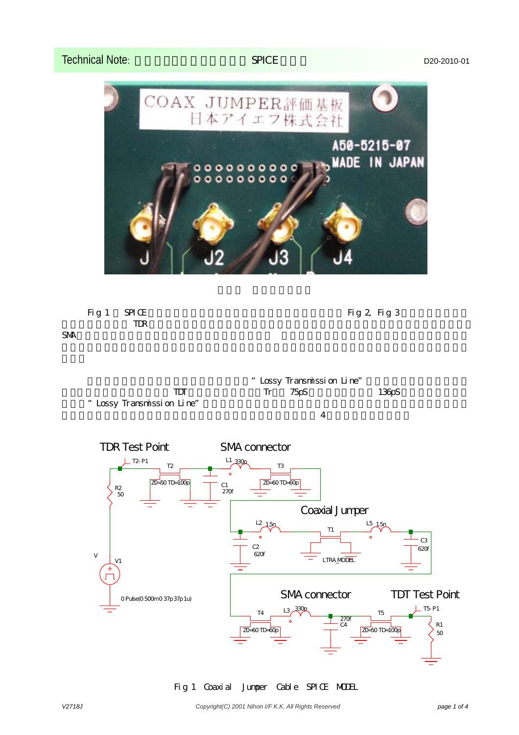# Technical Note: SPICE

D20-2010-01

Fig 1 SPICE Fig 2, Fig 3 TDR SMA

“Lossy Transmission Line” TDT Tr 75pS 136pS “Lossy Transmission Line” 4

TDR Test Point

SMA connector

Coaxial Jumper

SMA connector

TDT Test Point

T2-P1, T2, Z0=50 TD=100p, R2 50, C1 270f, L1 330p, T3, Z0=60 TD=60p, L2 1.5n, C2 620f, T1, LTRA_MODEL, L5 1.5n, C3 620f, V, V1, 0 Pulse(0 500m 0 37p 37p 1u), T4, Z0=60 TD=60p, L3 330p, 270f C4, T5, Z0=50 TD=100p, T5-P1, R1 50

Fig 1 Coaxial Jumper Cable SPICE MODEL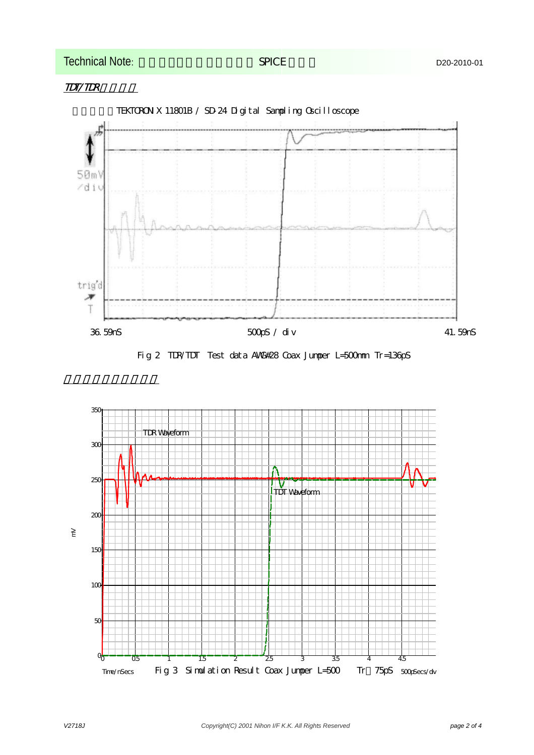## TDT/TDR

TEKTRONIX 11801B / SD-24 Digital Sampling Oscilloscope

Fig 2 TDR/TDT Test data AWG#28 Coax Jumper L=500mm Tr=136pS

Fig 3 Simulation Result Coax Jumper L=500 Tr 75pS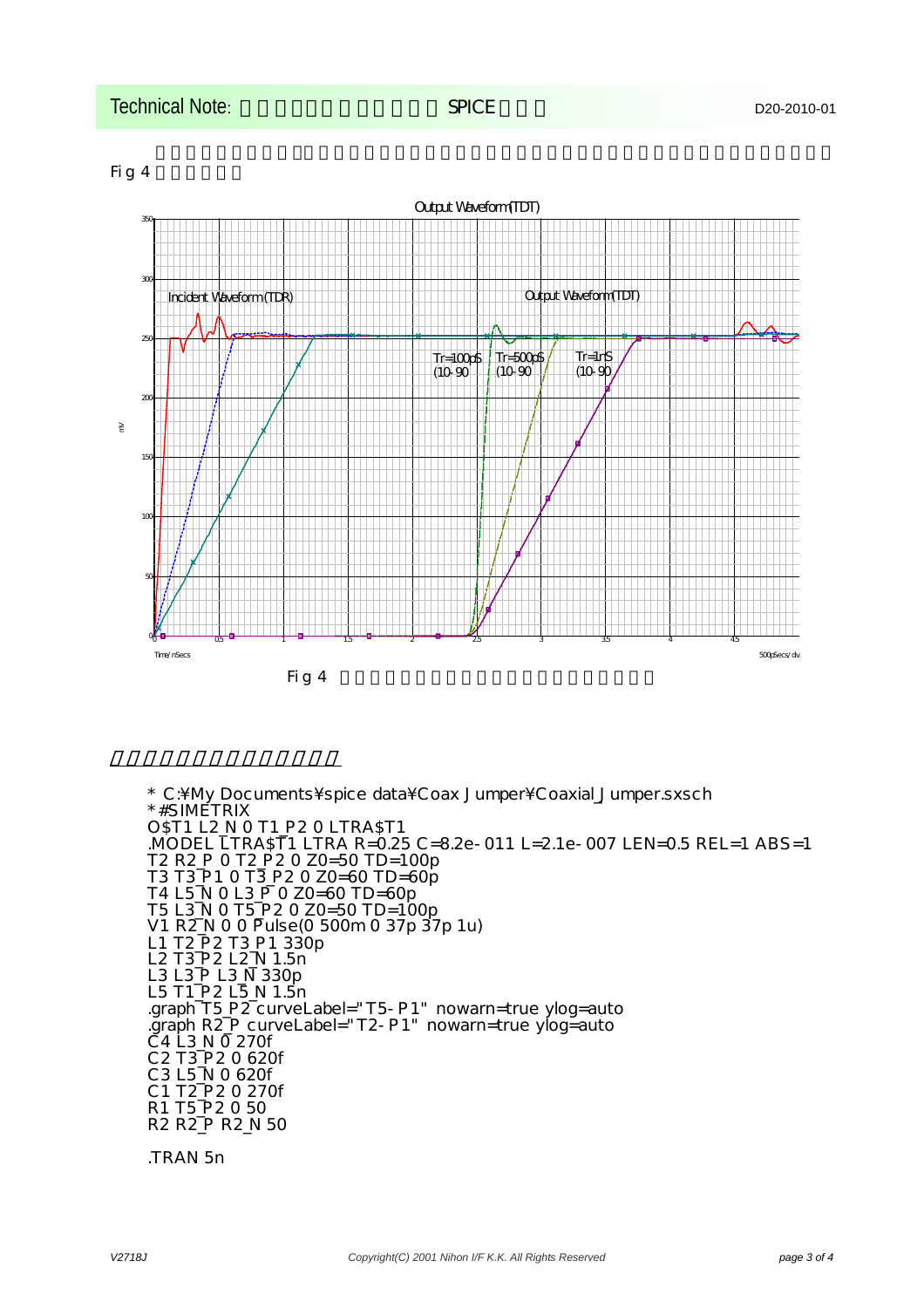Fig 4

Fig 4

```
* C:¥My Documents¥spice data¥Coax Jumper¥Coaxial_Jumper.sxsch
*#SIMETRIX
O$T1 L2_N 0 T1_P2 0 LTRA$T1
.MODEL LTRA$T1 LTRA R=0.25 C=8.2e-011 L=2.1e-007 LEN=0.5 REL=1 ABS=1
T2 R2_P 0 T2_P2 0 Z0=50 TD=100p
T3 T3_P1 0 T3_P2 0 Z0=60 TD=60p
T4 L5_N 0 L3_P 0 Z0=60 TD=60p
T5 L3_N 0 T5_P2 0 Z0=50 TD=100p
V1 R2_N 0 0 Pulse(0 500m 0 37p 37p 1u)
L1 T2_P2 T3_P1 330p
L2 T3_P2 L2_N 1.5n
L3 L3_P L3_N 330p
L5 T1_P2 L5_N 1.5n
.graph T5_P2 curveLabel="T5-P1" nowarn=true ylog=auto
.graph R2_P curveLabel="T2-P1" nowarn=true ylog=auto
C4 L3_N 0 270f
C2 T3_P2 0 620f
C3 L5_N 0 620f
C1 T2_P2 0 270f
R1 T5_P2 0 50
R2 R2_P R2_N 50

.TRAN 5n
```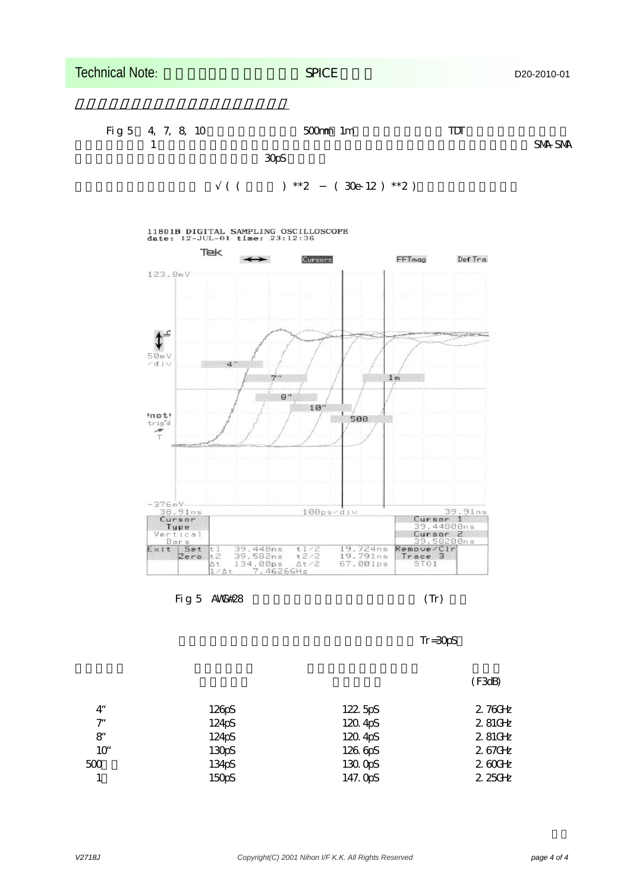Fig 5 4, 7, 8, 10 500mm 1m TDT

1 SMA-SMA

30pS

√((　)**2 − (30e-12)**2)

11801B DIGITAL SAMPLING OSCILLOSCOPE
date: 12-JUL-01 time: 23:12:36

Tek

Cursors

FFTmag

Def Tra

123.8mV

50mV /div

4"

7"

1m

8"

10"

500

'not' trig'd

T

-376mV

38.91ns

100ps/div

39.91ns

Cursor Type

Vertical Bars

Cursor 1 39.44800ns

Cursor 2 39.58200ns

Exit

Set Zero

t1 39.448ns t1/2 19.724ns

t2 39.582ns t2/2 19.791ns

Δt 134.00ps Δt/2 67.001ps

1/Δt 7.4626GHz

Remove/Clr Trace 3

ST01

Fig 5 AWG#28 (Tr)

Tr=30pS

| | | | (F3dB) |
|---|---|---|---|
| 4" | 126pS | 122.5pS | 2.76GHz |
| 7" | 124pS | 120.4pS | 2.81GHz |
| 8" | 124pS | 120.4pS | 2.81GHz |
| 10" | 130pS | 126.6pS | 2.67GHz |
| 500 | 134pS | 130.0pS | 2.60GHz |
| 1 | 150pS | 147.0pS | 2.25GHz |